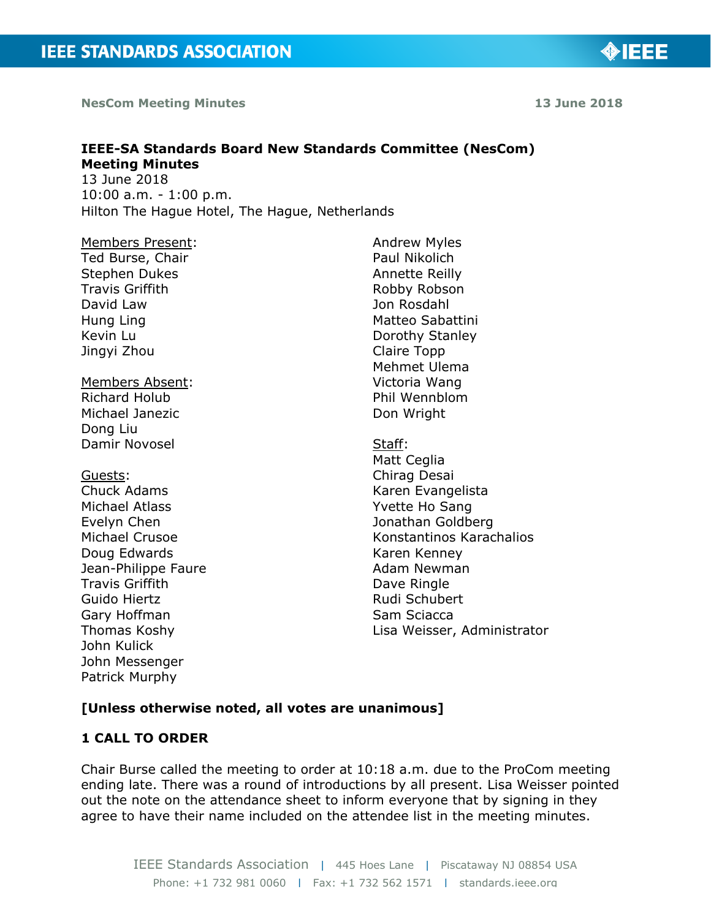**IEEE-SA Standards Board New Standards Committee (NesCom) Meeting Minutes**
13 June 2018
10:00 a.m. - 1:00 p.m.
Hilton The Hague Hotel, The Hague, Netherlands

Members Present:
Ted Burse, Chair
Stephen Dukes
Travis Griffith
David Law
Hung Ling
Kevin Lu
Jingyi Zhou
Andrew Myles
Paul Nikolich
Annette Reilly
Robby Robson
Jon Rosdahl
Matteo Sabattini
Dorothy Stanley
Claire Topp
Mehmet Ulema
Victoria Wang
Phil Wennblom
Don Wright

Members Absent:
Richard Holub
Michael Janezic
Dong Liu
Damir Novosel

Guests:
Chuck Adams
Michael Atlass
Evelyn Chen
Michael Crusoe
Doug Edwards
Jean-Philippe Faure
Travis Griffith
Guido Hiertz
Gary Hoffman
Thomas Koshy
John Kulick
John Messenger
Patrick Murphy

Staff:
Matt Ceglia
Chirag Desai
Karen Evangelista
Yvette Ho Sang
Jonathan Goldberg
Konstantinos Karachalios
Karen Kenney
Adam Newman
Dave Ringle
Rudi Schubert
Sam Sciacca
Lisa Weisser, Administrator

**[Unless otherwise noted, all votes are unanimous]**

## 1 CALL TO ORDER

Chair Burse called the meeting to order at 10:18 a.m. due to the ProCom meeting ending late. There was a round of introductions by all present. Lisa Weisser pointed out the note on the attendance sheet to inform everyone that by signing in they agree to have their name included on the attendee list in the meeting minutes.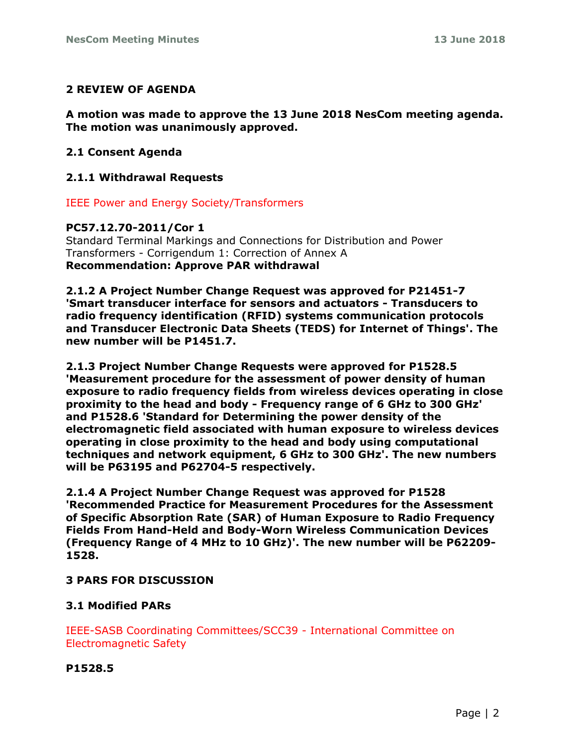## 2 REVIEW OF AGENDA

**A motion was made to approve the 13 June 2018 NesCom meeting agenda. The motion was unanimously approved.**

### 2.1 Consent Agenda

#### 2.1.1 Withdrawal Requests

IEEE Power and Energy Society/Transformers

**PC57.12.70-2011/Cor 1**
Standard Terminal Markings and Connections for Distribution and Power Transformers - Corrigendum 1: Correction of Annex A
**Recommendation: Approve PAR withdrawal**

**2.1.2 A Project Number Change Request was approved for P21451-7 'Smart transducer interface for sensors and actuators - Transducers to radio frequency identification (RFID) systems communication protocols and Transducer Electronic Data Sheets (TEDS) for Internet of Things'. The new number will be P1451.7.**

**2.1.3 Project Number Change Requests were approved for P1528.5 'Measurement procedure for the assessment of power density of human exposure to radio frequency fields from wireless devices operating in close proximity to the head and body - Frequency range of 6 GHz to 300 GHz' and P1528.6 'Standard for Determining the power density of the electromagnetic field associated with human exposure to wireless devices operating in close proximity to the head and body using computational techniques and network equipment, 6 GHz to 300 GHz'. The new numbers will be P63195 and P62704-5 respectively.**

**2.1.4 A Project Number Change Request was approved for P1528 'Recommended Practice for Measurement Procedures for the Assessment of Specific Absorption Rate (SAR) of Human Exposure to Radio Frequency Fields From Hand-Held and Body-Worn Wireless Communication Devices (Frequency Range of 4 MHz to 10 GHz)'. The new number will be P62209-1528.**

## 3 PARS FOR DISCUSSION

### 3.1 Modified PARs

IEEE-SASB Coordinating Committees/SCC39 - International Committee on Electromagnetic Safety

**P1528.5**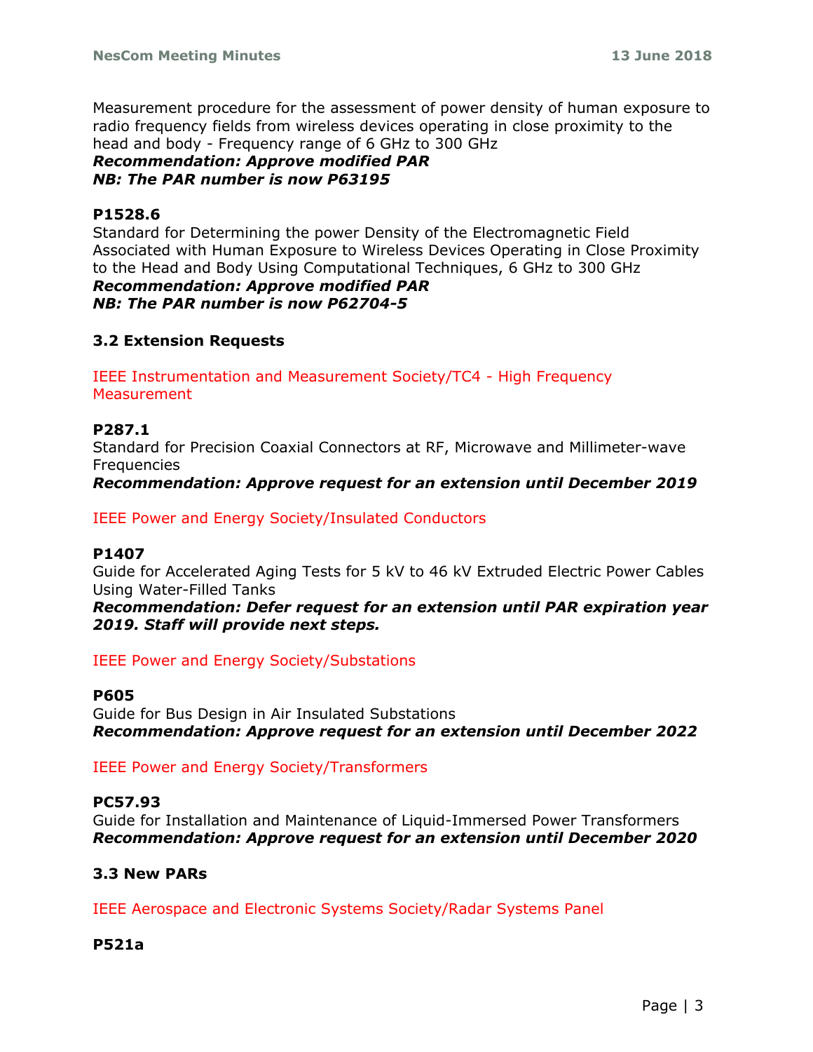Measurement procedure for the assessment of power density of human exposure to radio frequency fields from wireless devices operating in close proximity to the head and body - Frequency range of 6 GHz to 300 GHz
***Recommendation: Approve modified PAR***
***NB: The PAR number is now P63195***

**P1528.6**
Standard for Determining the power Density of the Electromagnetic Field Associated with Human Exposure to Wireless Devices Operating in Close Proximity to the Head and Body Using Computational Techniques, 6 GHz to 300 GHz
***Recommendation: Approve modified PAR***
***NB: The PAR number is now P62704-5***

### 3.2 Extension Requests

IEEE Instrumentation and Measurement Society/TC4 - High Frequency Measurement

**P287.1**
Standard for Precision Coaxial Connectors at RF, Microwave and Millimeter-wave Frequencies
***Recommendation: Approve request for an extension until December 2019***

IEEE Power and Energy Society/Insulated Conductors

**P1407**
Guide for Accelerated Aging Tests for 5 kV to 46 kV Extruded Electric Power Cables Using Water-Filled Tanks
***Recommendation: Defer request for an extension until PAR expiration year 2019. Staff will provide next steps.***

IEEE Power and Energy Society/Substations

**P605**
Guide for Bus Design in Air Insulated Substations
***Recommendation: Approve request for an extension until December 2022***

IEEE Power and Energy Society/Transformers

**PC57.93**
Guide for Installation and Maintenance of Liquid-Immersed Power Transformers
***Recommendation: Approve request for an extension until December 2020***

### 3.3 New PARs

IEEE Aerospace and Electronic Systems Society/Radar Systems Panel

**P521a**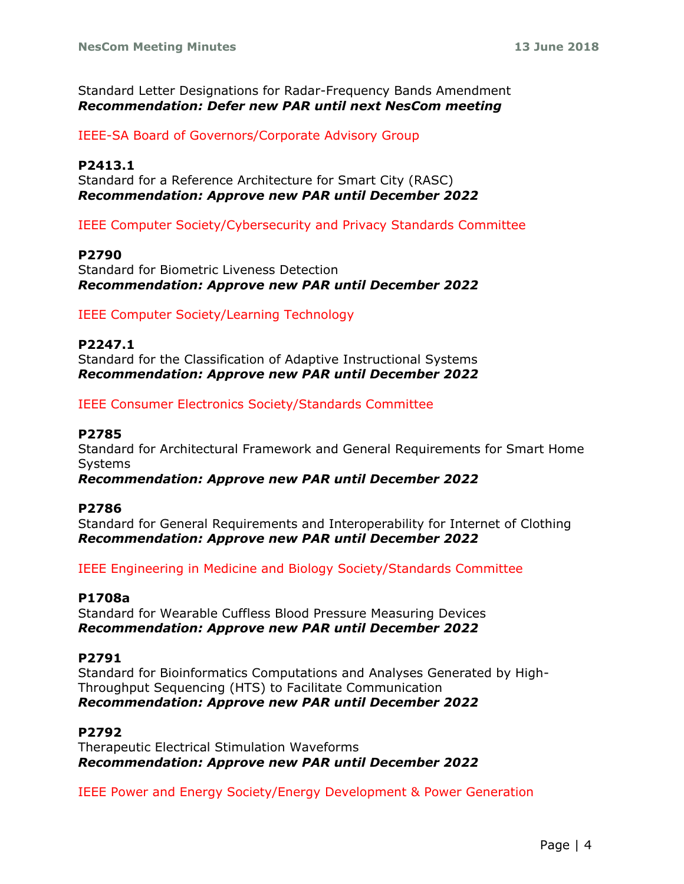Standard Letter Designations for Radar-Frequency Bands Amendment
***Recommendation: Defer new PAR until next NesCom meeting***

IEEE-SA Board of Governors/Corporate Advisory Group

**P2413.1**
Standard for a Reference Architecture for Smart City (RASC)
***Recommendation: Approve new PAR until December 2022***

IEEE Computer Society/Cybersecurity and Privacy Standards Committee

**P2790**
Standard for Biometric Liveness Detection
***Recommendation: Approve new PAR until December 2022***

IEEE Computer Society/Learning Technology

**P2247.1**
Standard for the Classification of Adaptive Instructional Systems
***Recommendation: Approve new PAR until December 2022***

IEEE Consumer Electronics Society/Standards Committee

**P2785**
Standard for Architectural Framework and General Requirements for Smart Home Systems
***Recommendation: Approve new PAR until December 2022***

**P2786**
Standard for General Requirements and Interoperability for Internet of Clothing
***Recommendation: Approve new PAR until December 2022***

IEEE Engineering in Medicine and Biology Society/Standards Committee

**P1708a**
Standard for Wearable Cuffless Blood Pressure Measuring Devices
***Recommendation: Approve new PAR until December 2022***

**P2791**
Standard for Bioinformatics Computations and Analyses Generated by High-Throughput Sequencing (HTS) to Facilitate Communication
***Recommendation: Approve new PAR until December 2022***

**P2792**
Therapeutic Electrical Stimulation Waveforms
***Recommendation: Approve new PAR until December 2022***

IEEE Power and Energy Society/Energy Development & Power Generation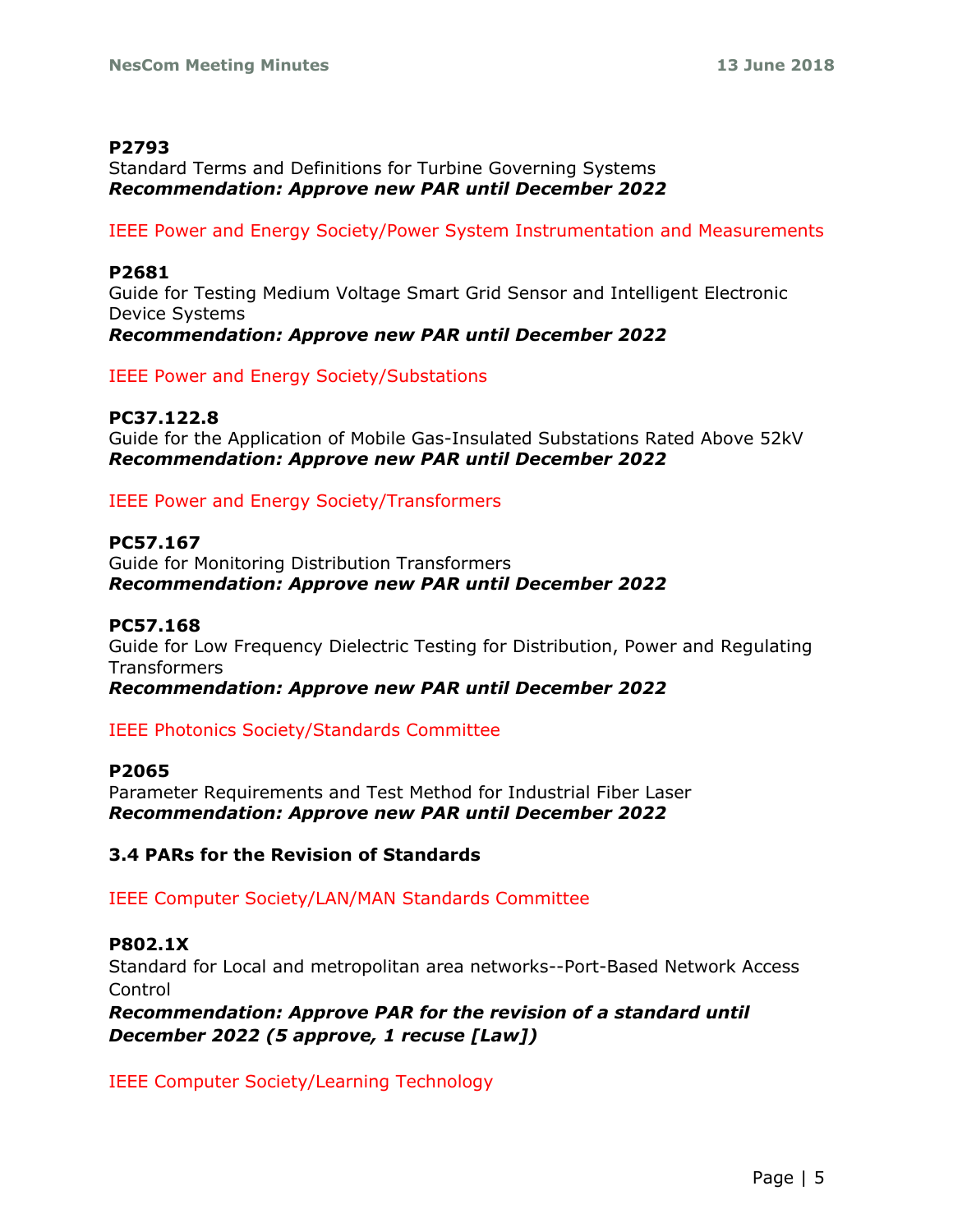**P2793**
Standard Terms and Definitions for Turbine Governing Systems
***Recommendation: Approve new PAR until December 2022***

IEEE Power and Energy Society/Power System Instrumentation and Measurements

**P2681**
Guide for Testing Medium Voltage Smart Grid Sensor and Intelligent Electronic Device Systems
***Recommendation: Approve new PAR until December 2022***

IEEE Power and Energy Society/Substations

**PC37.122.8**
Guide for the Application of Mobile Gas-Insulated Substations Rated Above 52kV
***Recommendation: Approve new PAR until December 2022***

IEEE Power and Energy Society/Transformers

**PC57.167**
Guide for Monitoring Distribution Transformers
***Recommendation: Approve new PAR until December 2022***

**PC57.168**
Guide for Low Frequency Dielectric Testing for Distribution, Power and Regulating Transformers
***Recommendation: Approve new PAR until December 2022***

IEEE Photonics Society/Standards Committee

**P2065**
Parameter Requirements and Test Method for Industrial Fiber Laser
***Recommendation: Approve new PAR until December 2022***

### 3.4 PARs for the Revision of Standards

IEEE Computer Society/LAN/MAN Standards Committee

**P802.1X**
Standard for Local and metropolitan area networks--Port-Based Network Access Control
***Recommendation: Approve PAR for the revision of a standard until December 2022 (5 approve, 1 recuse [Law])***

IEEE Computer Society/Learning Technology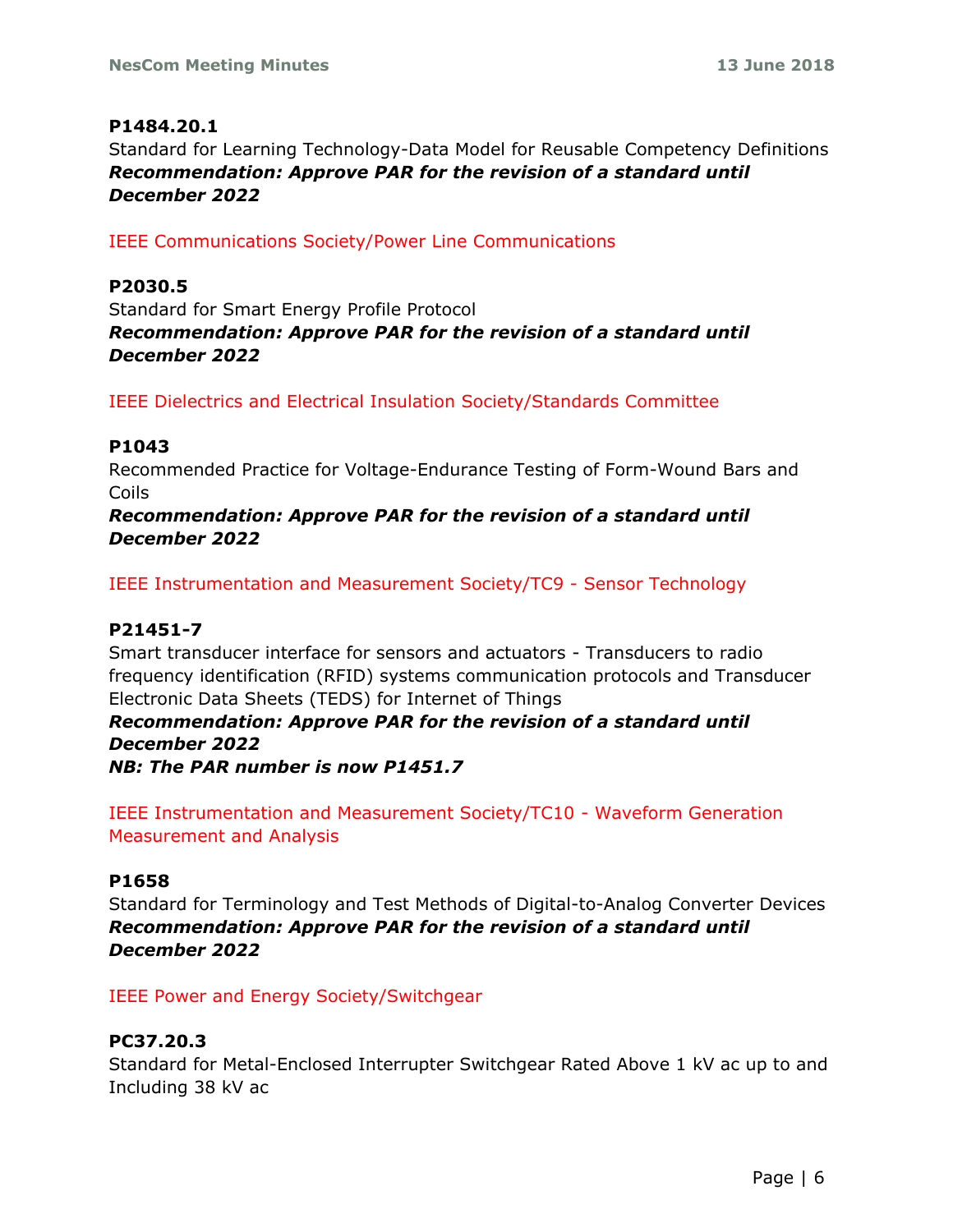**P1484.20.1**
Standard for Learning Technology-Data Model for Reusable Competency Definitions
***Recommendation: Approve PAR for the revision of a standard until December 2022***

IEEE Communications Society/Power Line Communications

**P2030.5**
Standard for Smart Energy Profile Protocol
***Recommendation: Approve PAR for the revision of a standard until December 2022***

IEEE Dielectrics and Electrical Insulation Society/Standards Committee

**P1043**
Recommended Practice for Voltage-Endurance Testing of Form-Wound Bars and Coils
***Recommendation: Approve PAR for the revision of a standard until December 2022***

IEEE Instrumentation and Measurement Society/TC9 - Sensor Technology

**P21451-7**
Smart transducer interface for sensors and actuators - Transducers to radio frequency identification (RFID) systems communication protocols and Transducer Electronic Data Sheets (TEDS) for Internet of Things
***Recommendation: Approve PAR for the revision of a standard until December 2022***
***NB: The PAR number is now P1451.7***

IEEE Instrumentation and Measurement Society/TC10 - Waveform Generation Measurement and Analysis

**P1658**
Standard for Terminology and Test Methods of Digital-to-Analog Converter Devices
***Recommendation: Approve PAR for the revision of a standard until December 2022***

IEEE Power and Energy Society/Switchgear

**PC37.20.3**
Standard for Metal-Enclosed Interrupter Switchgear Rated Above 1 kV ac up to and Including 38 kV ac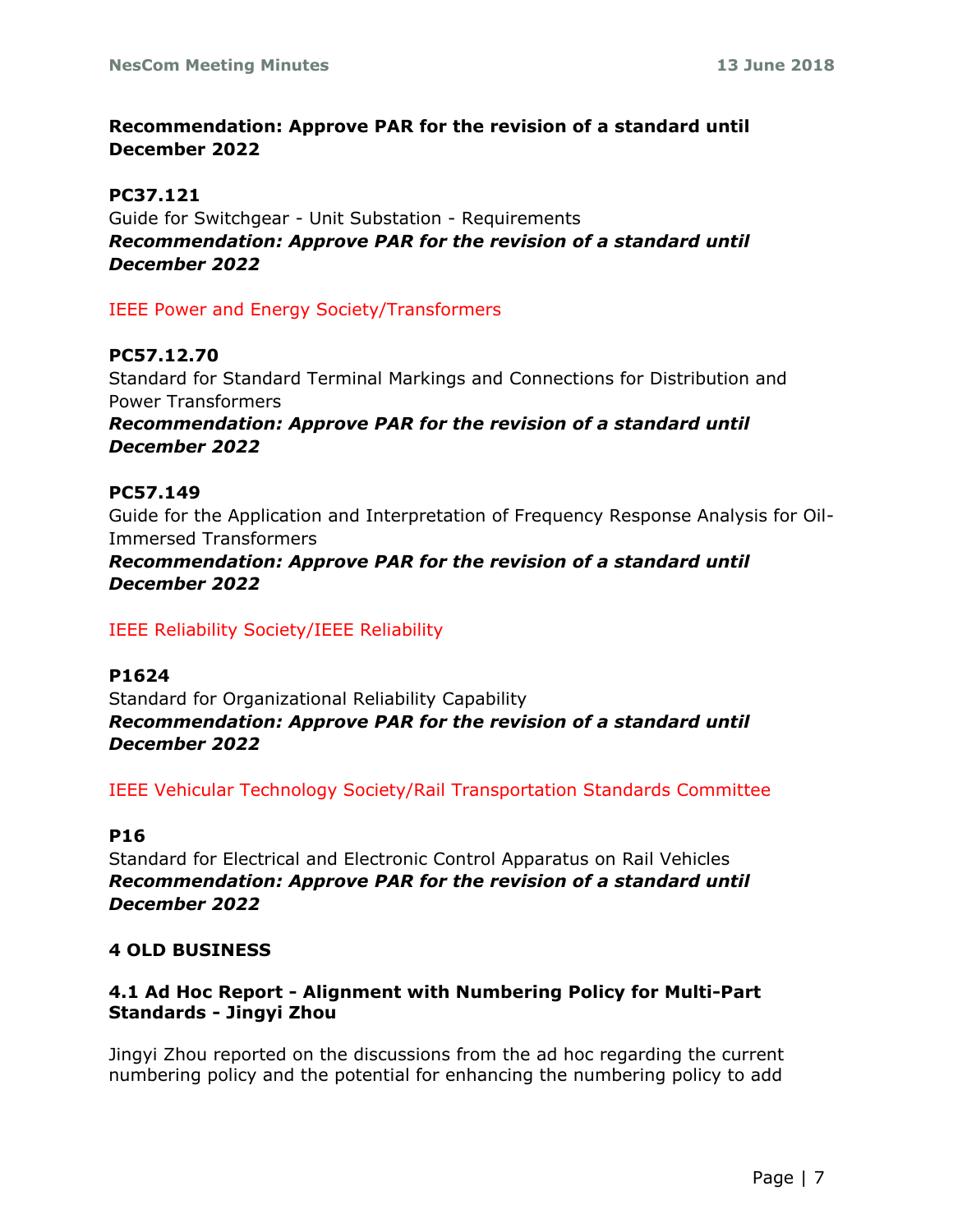**Recommendation: Approve PAR for the revision of a standard until December 2022**

**PC37.121**
Guide for Switchgear - Unit Substation - Requirements
***Recommendation: Approve PAR for the revision of a standard until December 2022***

IEEE Power and Energy Society/Transformers

**PC57.12.70**
Standard for Standard Terminal Markings and Connections for Distribution and Power Transformers
***Recommendation: Approve PAR for the revision of a standard until December 2022***

**PC57.149**
Guide for the Application and Interpretation of Frequency Response Analysis for Oil-Immersed Transformers
***Recommendation: Approve PAR for the revision of a standard until December 2022***

IEEE Reliability Society/IEEE Reliability

**P1624**
Standard for Organizational Reliability Capability
***Recommendation: Approve PAR for the revision of a standard until December 2022***

IEEE Vehicular Technology Society/Rail Transportation Standards Committee

**P16**
Standard for Electrical and Electronic Control Apparatus on Rail Vehicles
***Recommendation: Approve PAR for the revision of a standard until December 2022***

## 4 OLD BUSINESS

### 4.1 Ad Hoc Report - Alignment with Numbering Policy for Multi-Part Standards - Jingyi Zhou

Jingyi Zhou reported on the discussions from the ad hoc regarding the current numbering policy and the potential for enhancing the numbering policy to add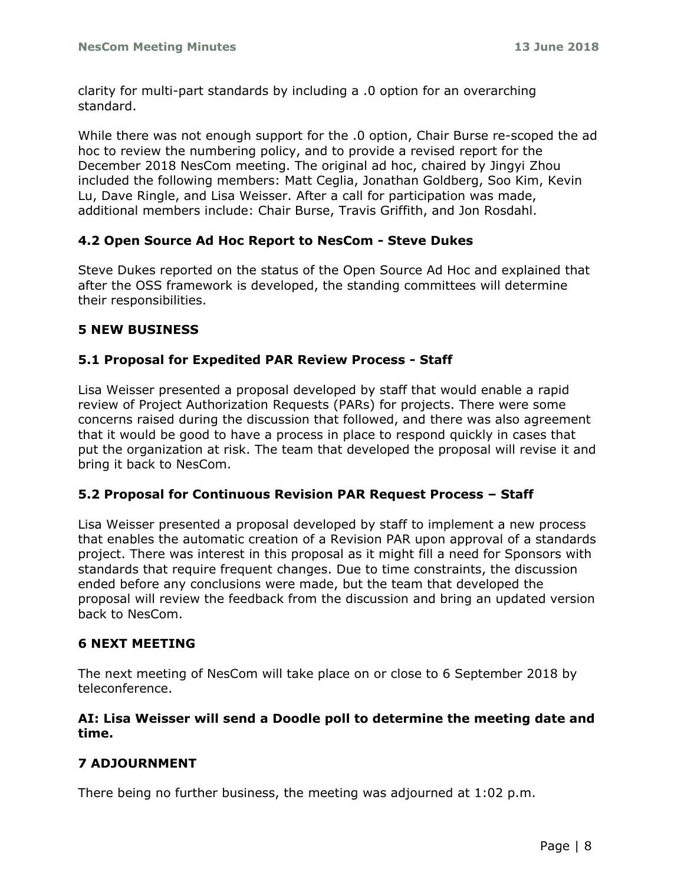clarity for multi-part standards by including a .0 option for an overarching standard.

While there was not enough support for the .0 option, Chair Burse re-scoped the ad hoc to review the numbering policy, and to provide a revised report for the December 2018 NesCom meeting. The original ad hoc, chaired by Jingyi Zhou included the following members: Matt Ceglia, Jonathan Goldberg, Soo Kim, Kevin Lu, Dave Ringle, and Lisa Weisser. After a call for participation was made, additional members include: Chair Burse, Travis Griffith, and Jon Rosdahl.

### 4.2 Open Source Ad Hoc Report to NesCom - Steve Dukes

Steve Dukes reported on the status of the Open Source Ad Hoc and explained that after the OSS framework is developed, the standing committees will determine their responsibilities.

## 5 NEW BUSINESS

### 5.1 Proposal for Expedited PAR Review Process - Staff

Lisa Weisser presented a proposal developed by staff that would enable a rapid review of Project Authorization Requests (PARs) for projects. There were some concerns raised during the discussion that followed, and there was also agreement that it would be good to have a process in place to respond quickly in cases that put the organization at risk. The team that developed the proposal will revise it and bring it back to NesCom.

### 5.2 Proposal for Continuous Revision PAR Request Process – Staff

Lisa Weisser presented a proposal developed by staff to implement a new process that enables the automatic creation of a Revision PAR upon approval of a standards project. There was interest in this proposal as it might fill a need for Sponsors with standards that require frequent changes. Due to time constraints, the discussion ended before any conclusions were made, but the team that developed the proposal will review the feedback from the discussion and bring an updated version back to NesCom.

## 6 NEXT MEETING

The next meeting of NesCom will take place on or close to 6 September 2018 by teleconference.

**AI: Lisa Weisser will send a Doodle poll to determine the meeting date and time.**

## 7 ADJOURNMENT

There being no further business, the meeting was adjourned at 1:02 p.m.